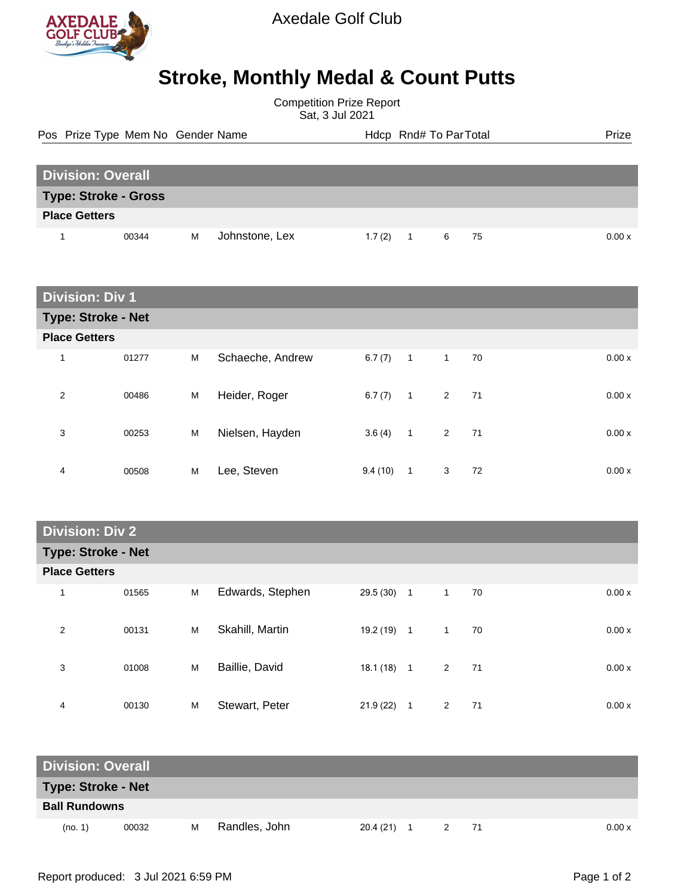Axedale Golf Club

# Stroke, Monthly Medal & Count Putts

Competition Prize Report
Sat, 3 Jul 2021

| Pos | Prize Type | Mem No | Gender | Name | Hdcp | Rnd# | To Par | Total | Prize |
|---|---|---|---|---|---|---|---|---|---|
| **Division: Overall** | | | | | | | | | |
| **Type: Stroke - Gross** | | | | | | | | | |
| **Place Getters** | | | | | | | | | |
| 1 | | 00344 | M | Johnstone, Lex | 1.7 (2) | 1 | 6 | 75 | 0.00 x |
| **Division: Div 1** | | | | | | | | | |
| **Type: Stroke - Net** | | | | | | | | | |
| **Place Getters** | | | | | | | | | |
| 1 | | 01277 | M | Schaeche, Andrew | 6.7 (7) | 1 | 1 | 70 | 0.00 x |
| 2 | | 00486 | M | Heider, Roger | 6.7 (7) | 1 | 2 | 71 | 0.00 x |
| 3 | | 00253 | M | Nielsen, Hayden | 3.6 (4) | 1 | 2 | 71 | 0.00 x |
| 4 | | 00508 | M | Lee, Steven | 9.4 (10) | 1 | 3 | 72 | 0.00 x |
| **Division: Div 2** | | | | | | | | | |
| **Type: Stroke - Net** | | | | | | | | | |
| **Place Getters** | | | | | | | | | |
| 1 | | 01565 | M | Edwards, Stephen | 29.5 (30) | 1 | 1 | 70 | 0.00 x |
| 2 | | 00131 | M | Skahill, Martin | 19.2 (19) | 1 | 1 | 70 | 0.00 x |
| 3 | | 01008 | M | Baillie, David | 18.1 (18) | 1 | 2 | 71 | 0.00 x |
| 4 | | 00130 | M | Stewart, Peter | 21.9 (22) | 1 | 2 | 71 | 0.00 x |
| **Division: Overall** | | | | | | | | | |
| **Type: Stroke - Net** | | | | | | | | | |
| **Ball Rundowns** | | | | | | | | | |
| (no. 1) | | 00032 | M | Randles, John | 20.4 (21) | 1 | 2 | 71 | 0.00 x |

Report produced: 3 Jul 2021 6:59 PM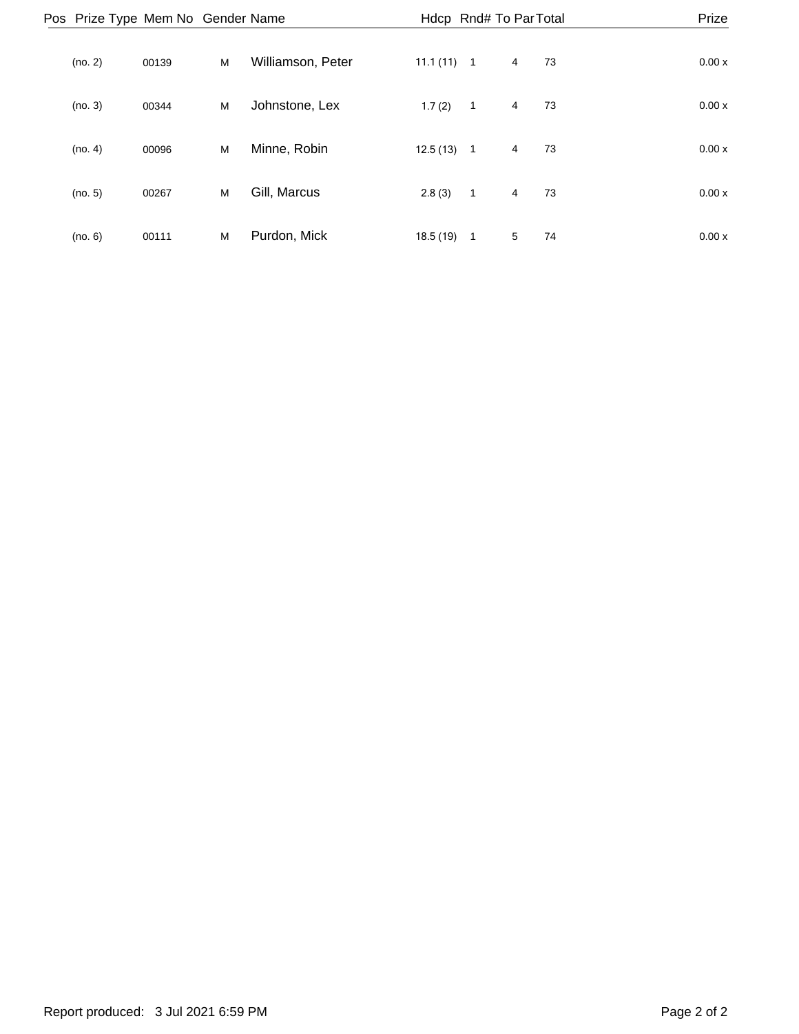| Pos | Prize Type | Mem No | Gender | Name | Hdcp | Rnd# | To Par | Total | Prize |
|---|---|---|---|---|---|---|---|---|---|
| | (no. 2) | 00139 | M | Williamson, Peter | 11.1 (11) | 1 | 4 | 73 | 0.00 x |
| | (no. 3) | 00344 | M | Johnstone, Lex | 1.7 (2) | 1 | 4 | 73 | 0.00 x |
| | (no. 4) | 00096 | M | Minne, Robin | 12.5 (13) | 1 | 4 | 73 | 0.00 x |
| | (no. 5) | 00267 | M | Gill, Marcus | 2.8 (3) | 1 | 4 | 73 | 0.00 x |
| | (no. 6) | 00111 | M | Purdon, Mick | 18.5 (19) | 1 | 5 | 74 | 0.00 x |

Report produced: 3 Jul 2021 6:59 PM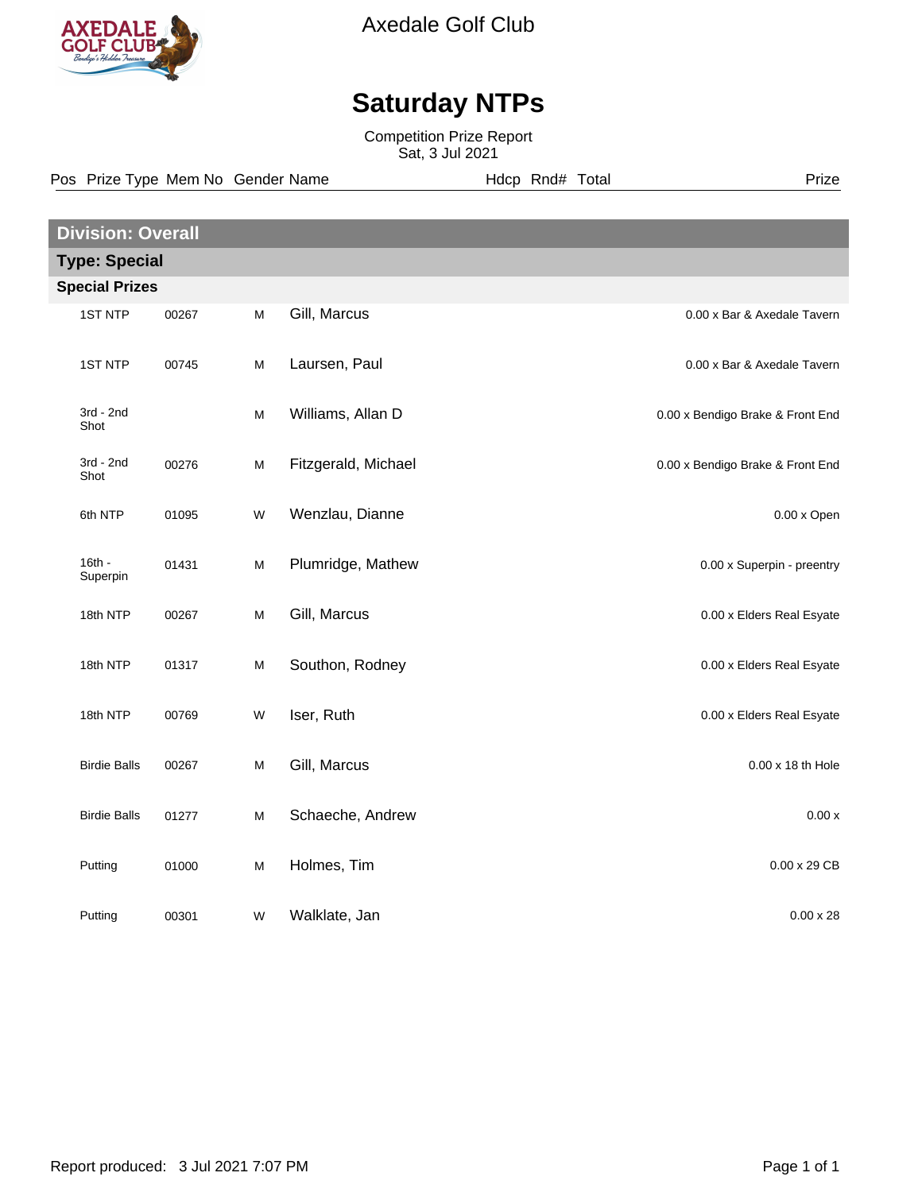Axedale Golf Club

# Saturday NTPs

Competition Prize Report
Sat, 3 Jul 2021

## Division: Overall

### Type: Special

#### Special Prizes

| Pos | Prize Type | Mem No | Gender | Name | Hdcp | Rnd# | Total | Prize |
|---|---|---|---|---|---|---|---|---|
| | 1ST NTP | 00267 | M | Gill, Marcus | | | | 0.00 x Bar & Axedale Tavern |
| | 1ST NTP | 00745 | M | Laursen, Paul | | | | 0.00 x Bar & Axedale Tavern |
| | 3rd - 2nd Shot | | M | Williams, Allan D | | | | 0.00 x Bendigo Brake & Front End |
| | 3rd - 2nd Shot | 00276 | M | Fitzgerald, Michael | | | | 0.00 x Bendigo Brake & Front End |
| | 6th NTP | 01095 | W | Wenzlau, Dianne | | | | 0.00 x Open |
| | 16th - Superpin | 01431 | M | Plumridge, Mathew | | | | 0.00 x Superpin - preentry |
| | 18th NTP | 00267 | M | Gill, Marcus | | | | 0.00 x Elders Real Esyate |
| | 18th NTP | 01317 | M | Southon, Rodney | | | | 0.00 x Elders Real Esyate |
| | 18th NTP | 00769 | W | Iser, Ruth | | | | 0.00 x Elders Real Esyate |
| | Birdie Balls | 00267 | M | Gill, Marcus | | | | 0.00 x 18 th Hole |
| | Birdie Balls | 01277 | M | Schaeche, Andrew | | | | 0.00 x |
| | Putting | 01000 | M | Holmes, Tim | | | | 0.00 x 29 CB |
| | Putting | 00301 | W | Walklate, Jan | | | | 0.00 x 28 |

Report produced: 3 Jul 2021 7:07 PM